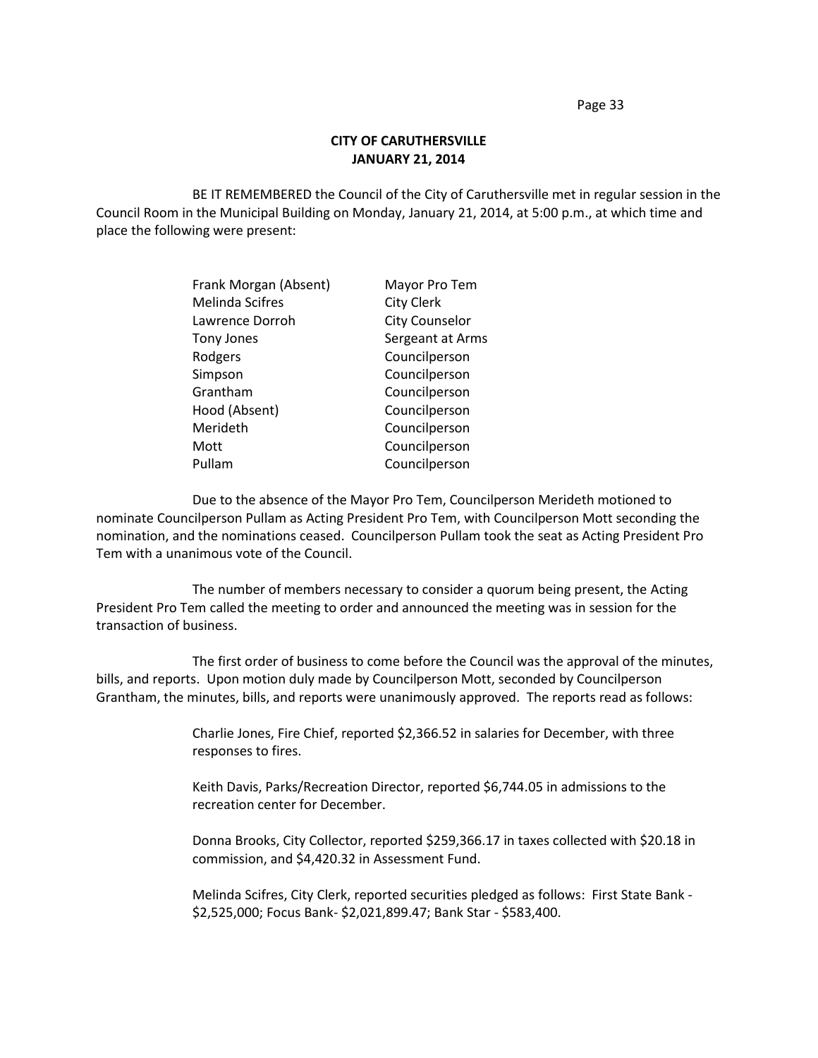**CITY OF CARUTHERSVILLE**
**JANUARY 21, 2014**

BE IT REMEMBERED the Council of the City of Caruthersville met in regular session in the Council Room in the Municipal Building on Monday, January 21, 2014, at 5:00 p.m., at which time and place the following were present:

| | |
|---|---|
| Frank Morgan (Absent) | Mayor Pro Tem |
| Melinda Scifres | City Clerk |
| Lawrence Dorroh | City Counselor |
| Tony Jones | Sergeant at Arms |
| Rodgers | Councilperson |
| Simpson | Councilperson |
| Grantham | Councilperson |
| Hood (Absent) | Councilperson |
| Merideth | Councilperson |
| Mott | Councilperson |
| Pullam | Councilperson |

Due to the absence of the Mayor Pro Tem, Councilperson Merideth motioned to nominate Councilperson Pullam as Acting President Pro Tem, with Councilperson Mott seconding the nomination, and the nominations ceased. Councilperson Pullam took the seat as Acting President Pro Tem with a unanimous vote of the Council.

The number of members necessary to consider a quorum being present, the Acting President Pro Tem called the meeting to order and announced the meeting was in session for the transaction of business.

The first order of business to come before the Council was the approval of the minutes, bills, and reports. Upon motion duly made by Councilperson Mott, seconded by Councilperson Grantham, the minutes, bills, and reports were unanimously approved. The reports read as follows:

Charlie Jones, Fire Chief, reported $2,366.52 in salaries for December, with three responses to fires.

Keith Davis, Parks/Recreation Director, reported $6,744.05 in admissions to the recreation center for December.

Donna Brooks, City Collector, reported $259,366.17 in taxes collected with $20.18 in commission, and $4,420.32 in Assessment Fund.

Melinda Scifres, City Clerk, reported securities pledged as follows: First State Bank - $2,525,000; Focus Bank- $2,021,899.47; Bank Star - $583,400.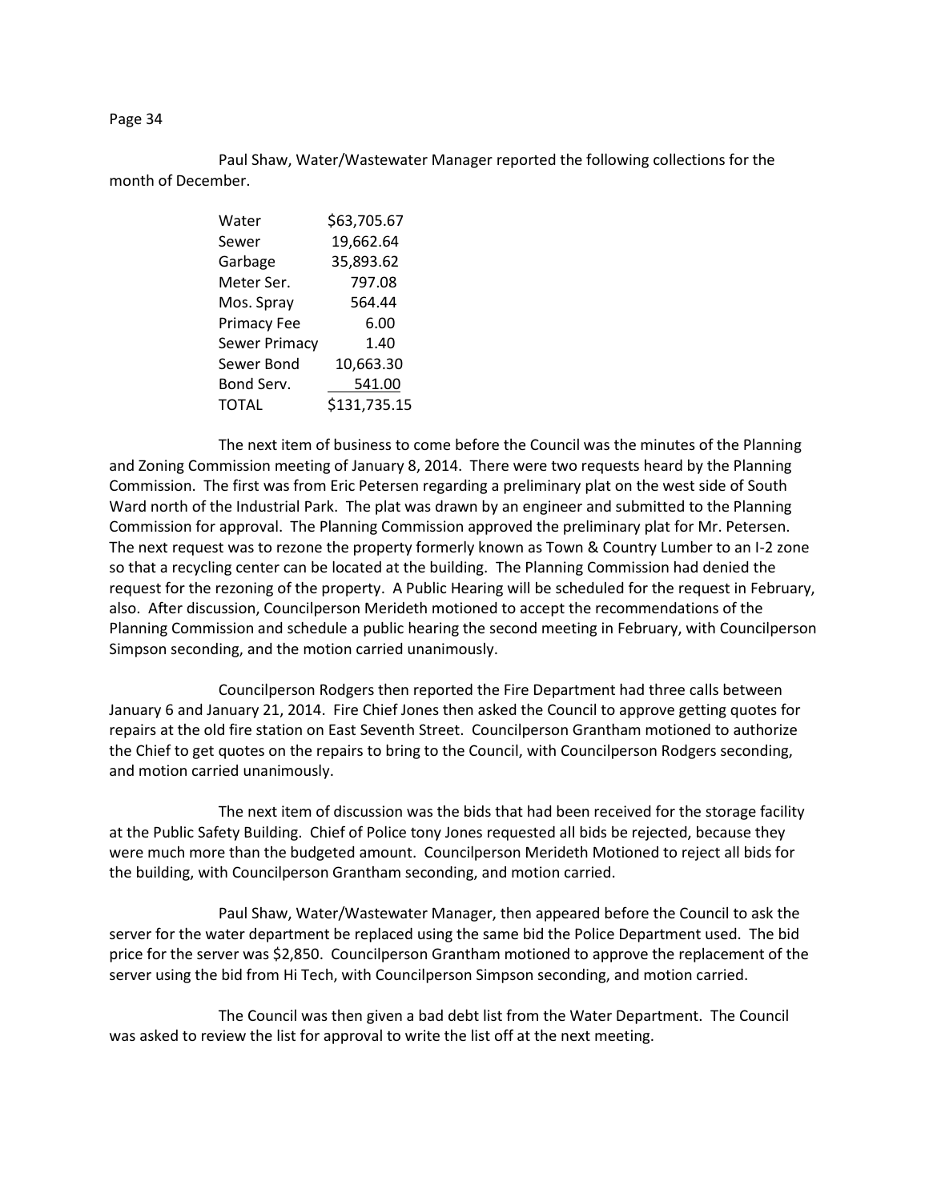Paul Shaw, Water/Wastewater Manager reported the following collections for the month of December.

| | |
|---|---|
| Water | \$63,705.67 |
| Sewer | 19,662.64 |
| Garbage | 35,893.62 |
| Meter Ser. | 797.08 |
| Mos. Spray | 564.44 |
| Primacy Fee | 6.00 |
| Sewer Primacy | 1.40 |
| Sewer Bond | 10,663.30 |
| Bond Serv. | 541.00 |
| TOTAL | \$131,735.15 |

The next item of business to come before the Council was the minutes of the Planning and Zoning Commission meeting of January 8, 2014. There were two requests heard by the Planning Commission. The first was from Eric Petersen regarding a preliminary plat on the west side of South Ward north of the Industrial Park. The plat was drawn by an engineer and submitted to the Planning Commission for approval. The Planning Commission approved the preliminary plat for Mr. Petersen. The next request was to rezone the property formerly known as Town & Country Lumber to an I-2 zone so that a recycling center can be located at the building. The Planning Commission had denied the request for the rezoning of the property. A Public Hearing will be scheduled for the request in February, also. After discussion, Councilperson Merideth motioned to accept the recommendations of the Planning Commission and schedule a public hearing the second meeting in February, with Councilperson Simpson seconding, and the motion carried unanimously.

Councilperson Rodgers then reported the Fire Department had three calls between January 6 and January 21, 2014. Fire Chief Jones then asked the Council to approve getting quotes for repairs at the old fire station on East Seventh Street. Councilperson Grantham motioned to authorize the Chief to get quotes on the repairs to bring to the Council, with Councilperson Rodgers seconding, and motion carried unanimously.

The next item of discussion was the bids that had been received for the storage facility at the Public Safety Building. Chief of Police tony Jones requested all bids be rejected, because they were much more than the budgeted amount. Councilperson Merideth Motioned to reject all bids for the building, with Councilperson Grantham seconding, and motion carried.

Paul Shaw, Water/Wastewater Manager, then appeared before the Council to ask the server for the water department be replaced using the same bid the Police Department used. The bid price for the server was \$2,850. Councilperson Grantham motioned to approve the replacement of the server using the bid from Hi Tech, with Councilperson Simpson seconding, and motion carried.

The Council was then given a bad debt list from the Water Department. The Council was asked to review the list for approval to write the list off at the next meeting.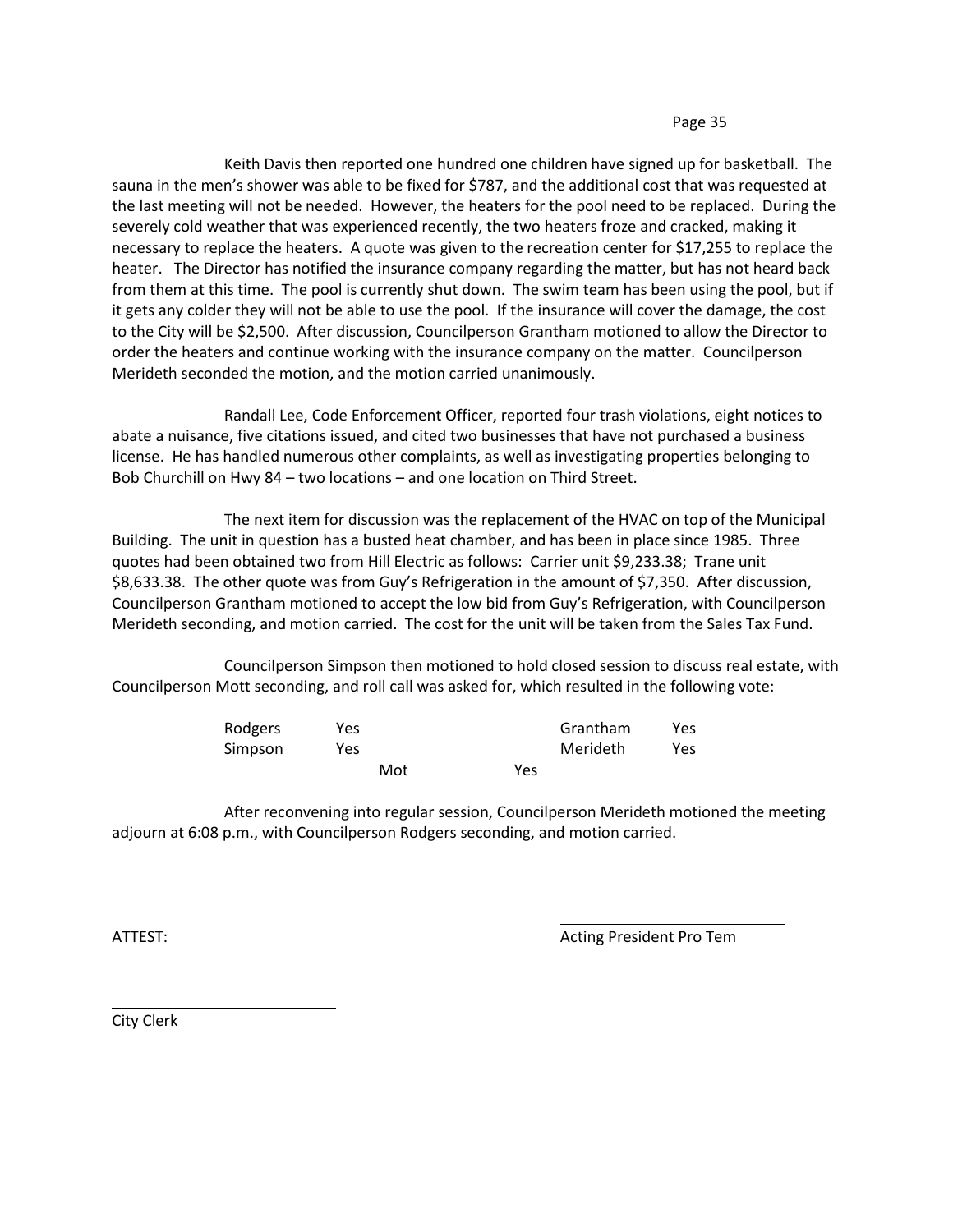Keith Davis then reported one hundred one children have signed up for basketball. The sauna in the men's shower was able to be fixed for $787, and the additional cost that was requested at the last meeting will not be needed. However, the heaters for the pool need to be replaced. During the severely cold weather that was experienced recently, the two heaters froze and cracked, making it necessary to replace the heaters. A quote was given to the recreation center for $17,255 to replace the heater. The Director has notified the insurance company regarding the matter, but has not heard back from them at this time. The pool is currently shut down. The swim team has been using the pool, but if it gets any colder they will not be able to use the pool. If the insurance will cover the damage, the cost to the City will be $2,500. After discussion, Councilperson Grantham motioned to allow the Director to order the heaters and continue working with the insurance company on the matter. Councilperson Merideth seconded the motion, and the motion carried unanimously.

Randall Lee, Code Enforcement Officer, reported four trash violations, eight notices to abate a nuisance, five citations issued, and cited two businesses that have not purchased a business license. He has handled numerous other complaints, as well as investigating properties belonging to Bob Churchill on Hwy 84 – two locations – and one location on Third Street.

The next item for discussion was the replacement of the HVAC on top of the Municipal Building. The unit in question has a busted heat chamber, and has been in place since 1985. Three quotes had been obtained two from Hill Electric as follows: Carrier unit $9,233.38; Trane unit $8,633.38. The other quote was from Guy's Refrigeration in the amount of $7,350. After discussion, Councilperson Grantham motioned to accept the low bid from Guy's Refrigeration, with Councilperson Merideth seconding, and motion carried. The cost for the unit will be taken from the Sales Tax Fund.

Councilperson Simpson then motioned to hold closed session to discuss real estate, with Councilperson Mott seconding, and roll call was asked for, which resulted in the following vote:

| | | | |
|---|---|---|---|
| Rodgers | Yes | Grantham | Yes |
| Simpson | Yes | Merideth | Yes |
| Mot | Yes | | |

After reconvening into regular session, Councilperson Merideth motioned the meeting adjourn at 6:08 p.m., with Councilperson Rodgers seconding, and motion carried.

ATTEST:

Acting President Pro Tem

City Clerk